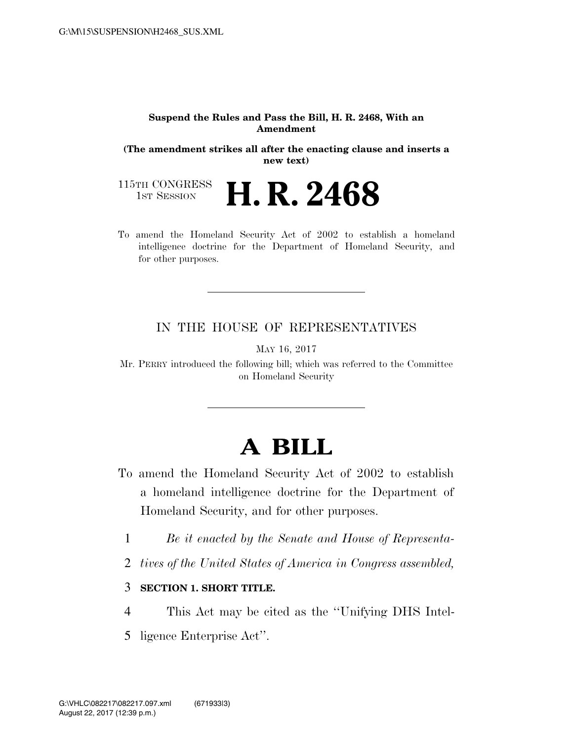**Suspend the Rules and Pass the Bill, H. R. 2468, With an Amendment**

**(The amendment strikes all after the enacting clause and inserts a new text)**

115TH CONGRESS
1ST SESSION

# H. R. 2468

To amend the Homeland Security Act of 2002 to establish a homeland intelligence doctrine for the Department of Homeland Security, and for other purposes.

---

IN THE HOUSE OF REPRESENTATIVES

MAY 16, 2017

Mr. PERRY introduced the following bill; which was referred to the Committee on Homeland Security

---

# A BILL

To amend the Homeland Security Act of 2002 to establish a homeland intelligence doctrine for the Department of Homeland Security, and for other purposes.

1 *Be it enacted by the Senate and House of Representa-*
2 *tives of the United States of America in Congress assembled,*

3 **SECTION 1. SHORT TITLE.**

4 This Act may be cited as the ''Unifying DHS Intel-
5 ligence Enterprise Act''.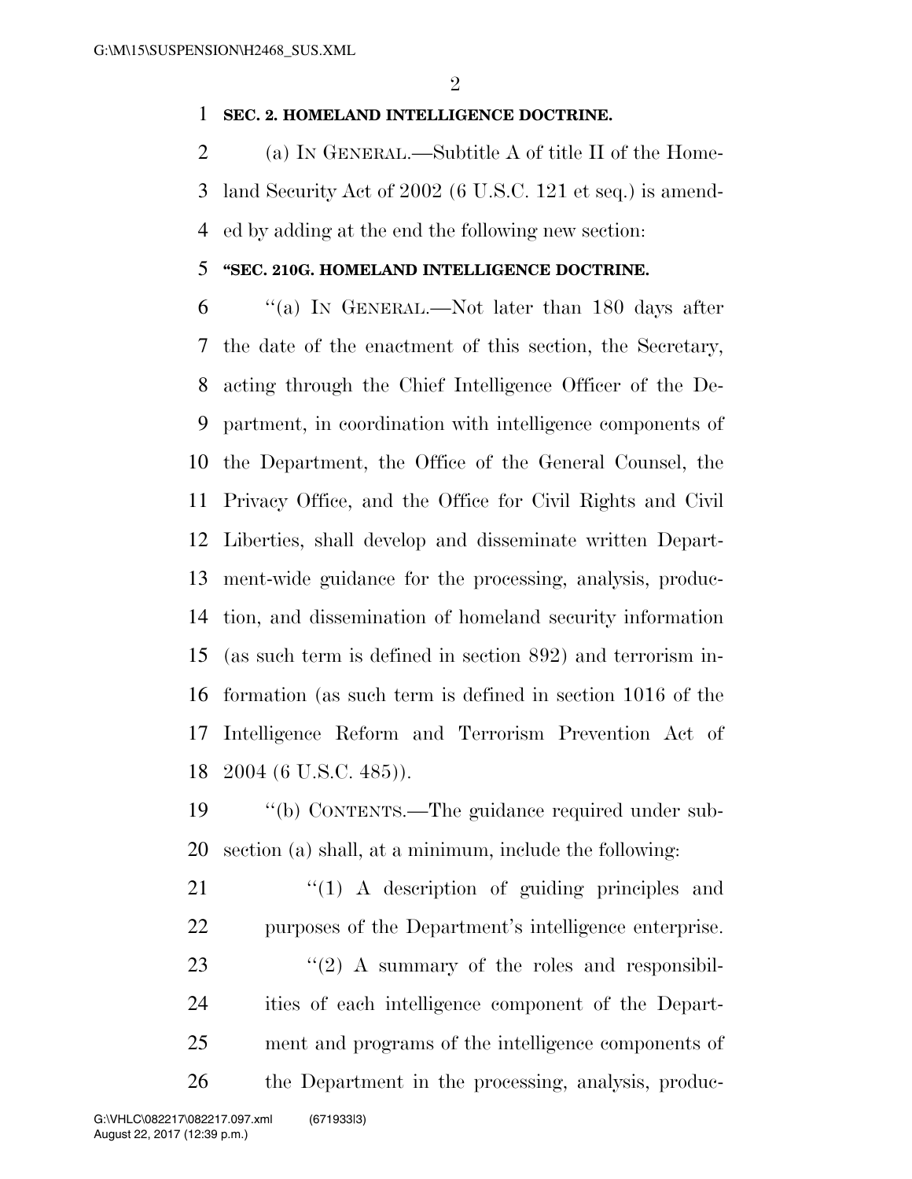**SEC. 2. HOMELAND INTELLIGENCE DOCTRINE.**

(a) IN GENERAL.—Subtitle A of title II of the Homeland Security Act of 2002 (6 U.S.C. 121 et seq.) is amended by adding at the end the following new section:

**"SEC. 210G. HOMELAND INTELLIGENCE DOCTRINE.**

"(a) IN GENERAL.—Not later than 180 days after the date of the enactment of this section, the Secretary, acting through the Chief Intelligence Officer of the Department, in coordination with intelligence components of the Department, the Office of the General Counsel, the Privacy Office, and the Office for Civil Rights and Civil Liberties, shall develop and disseminate written Department-wide guidance for the processing, analysis, production, and dissemination of homeland security information (as such term is defined in section 892) and terrorism information (as such term is defined in section 1016 of the Intelligence Reform and Terrorism Prevention Act of 2004 (6 U.S.C. 485)).

"(b) CONTENTS.—The guidance required under subsection (a) shall, at a minimum, include the following:

"(1) A description of guiding principles and purposes of the Department's intelligence enterprise.

"(2) A summary of the roles and responsibilities of each intelligence component of the Department and programs of the intelligence components of the Department in the processing, analysis, produc-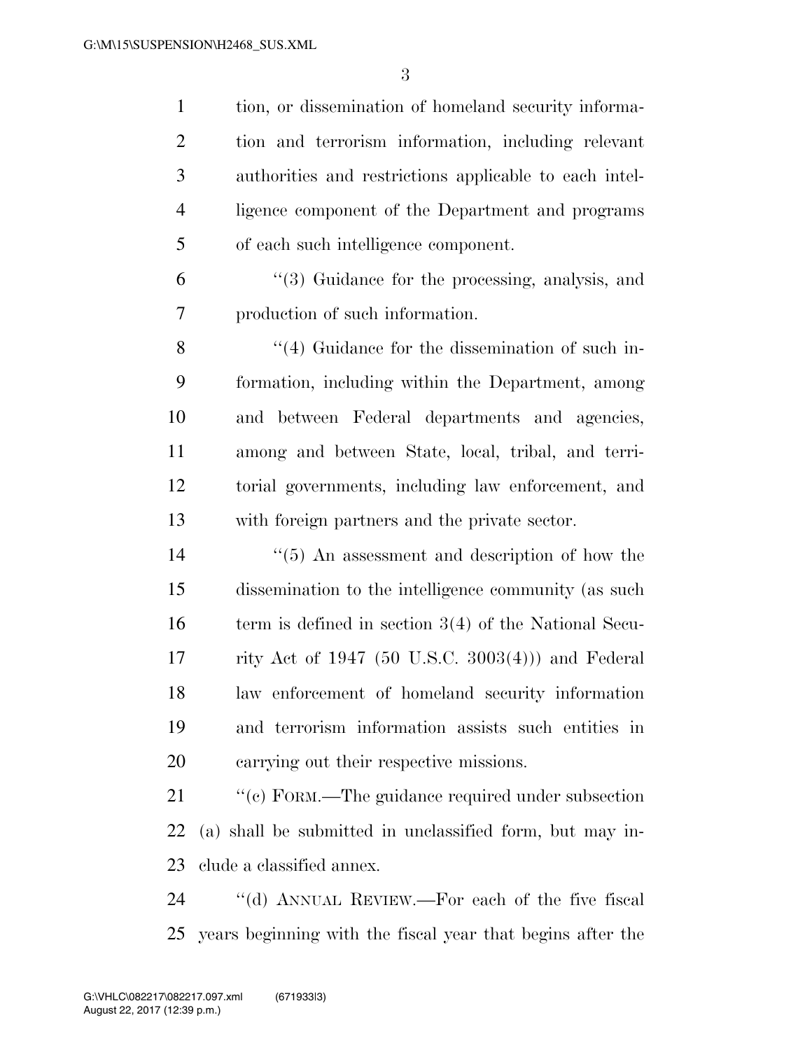tion, or dissemination of homeland security information and terrorism information, including relevant authorities and restrictions applicable to each intelligence component of the Department and programs of each such intelligence component.

"(3) Guidance for the processing, analysis, and production of such information.

"(4) Guidance for the dissemination of such information, including within the Department, among and between Federal departments and agencies, among and between State, local, tribal, and territorial governments, including law enforcement, and with foreign partners and the private sector.

"(5) An assessment and description of how the dissemination to the intelligence community (as such term is defined in section 3(4) of the National Security Act of 1947 (50 U.S.C. 3003(4))) and Federal law enforcement of homeland security information and terrorism information assists such entities in carrying out their respective missions.

"(c) FORM.—The guidance required under subsection (a) shall be submitted in unclassified form, but may include a classified annex.

"(d) ANNUAL REVIEW.—For each of the five fiscal years beginning with the fiscal year that begins after the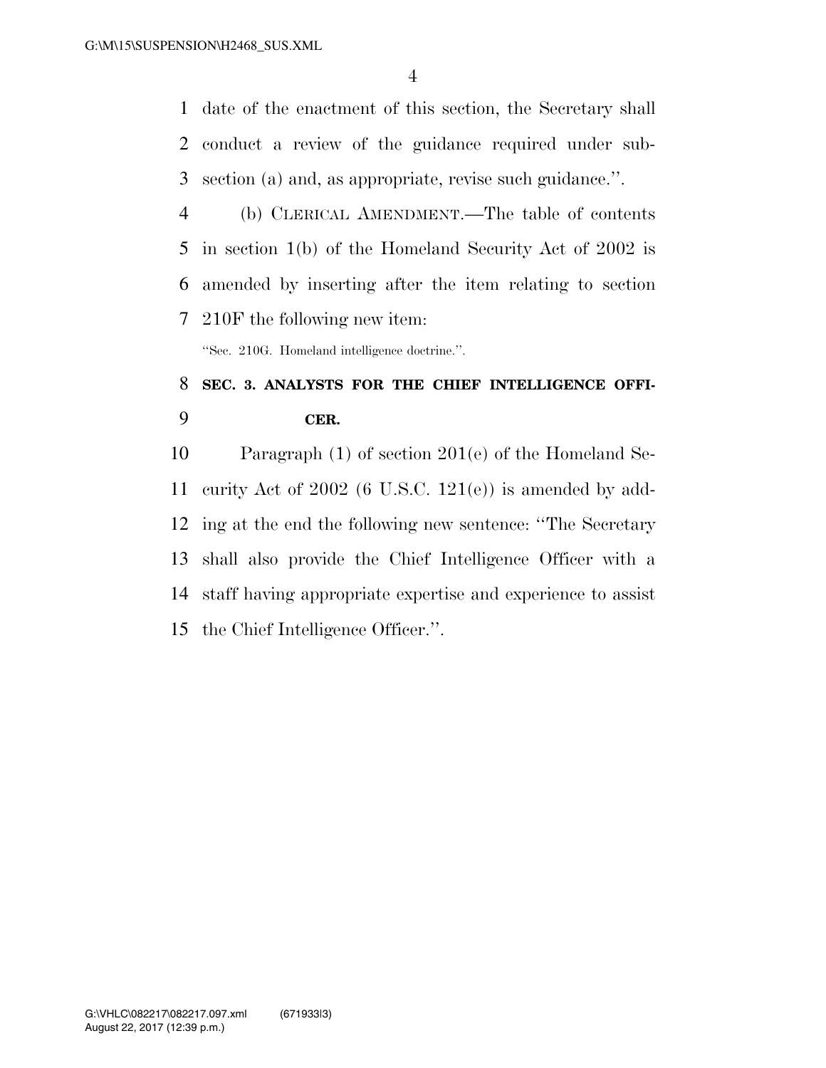date of the enactment of this section, the Secretary shall conduct a review of the guidance required under subsection (a) and, as appropriate, revise such guidance.''.

(b) CLERICAL AMENDMENT.—The table of contents in section 1(b) of the Homeland Security Act of 2002 is amended by inserting after the item relating to section 210F the following new item:

''Sec. 210G. Homeland intelligence doctrine.''.

**SEC. 3. ANALYSTS FOR THE CHIEF INTELLIGENCE OFFICER.**

Paragraph (1) of section 201(e) of the Homeland Security Act of 2002 (6 U.S.C. 121(e)) is amended by adding at the end the following new sentence: ''The Secretary shall also provide the Chief Intelligence Officer with a staff having appropriate expertise and experience to assist the Chief Intelligence Officer.''.